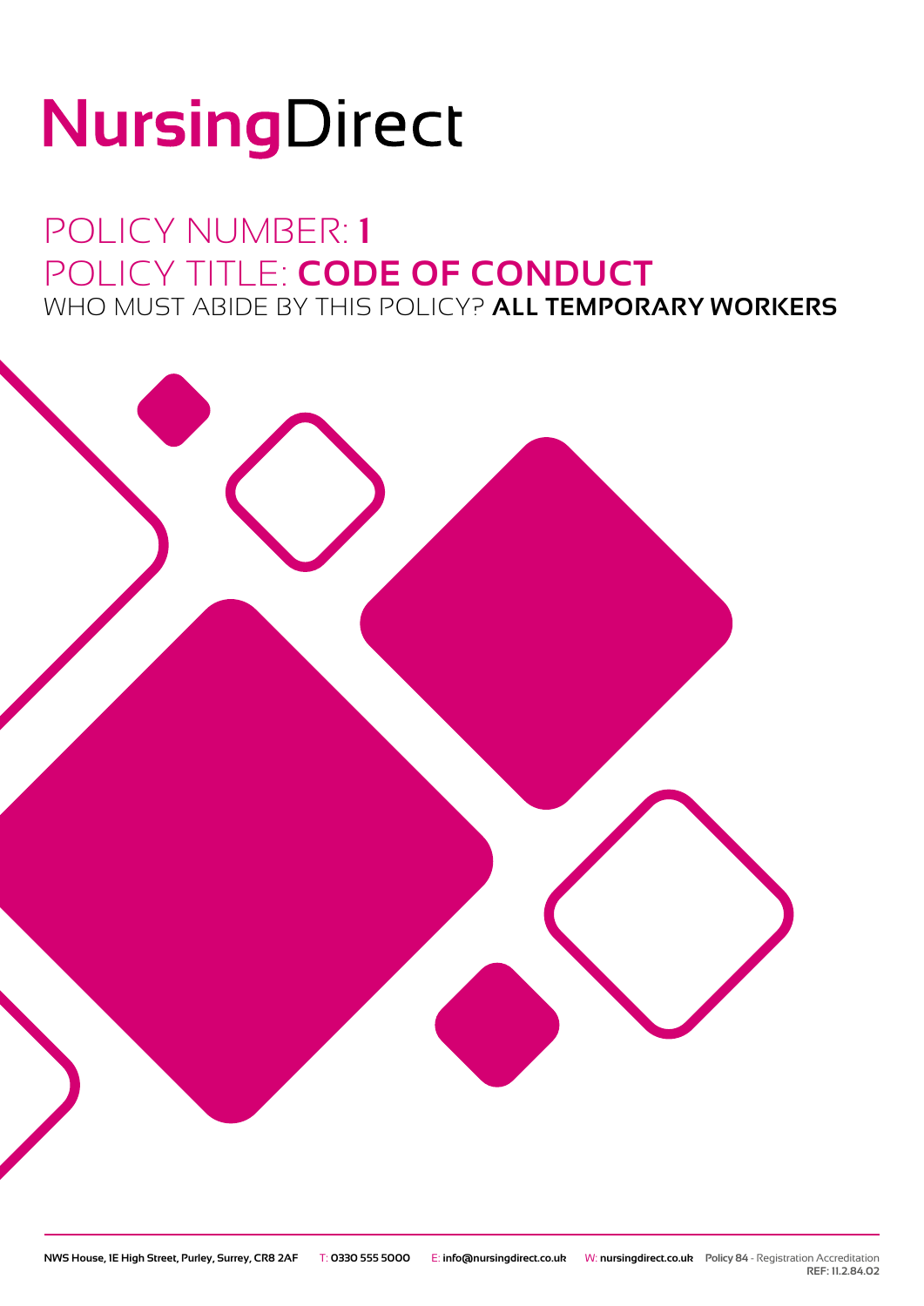# NursingDirect

## POLICY NUMBER: **1**
## POLICY TITLE: **CODE OF CONDUCT**
### WHO MUST ABIDE BY THIS POLICY? **ALL TEMPORARY WORKERS**

NWS House, 1E High Street, Purley, Surrey, CR8 2AF T: 0330 555 5000 E: info@nursingdirect.co.uk W: nursingdirect.co.uk Policy 84 - Registration Accreditation REF: 11.2.84.02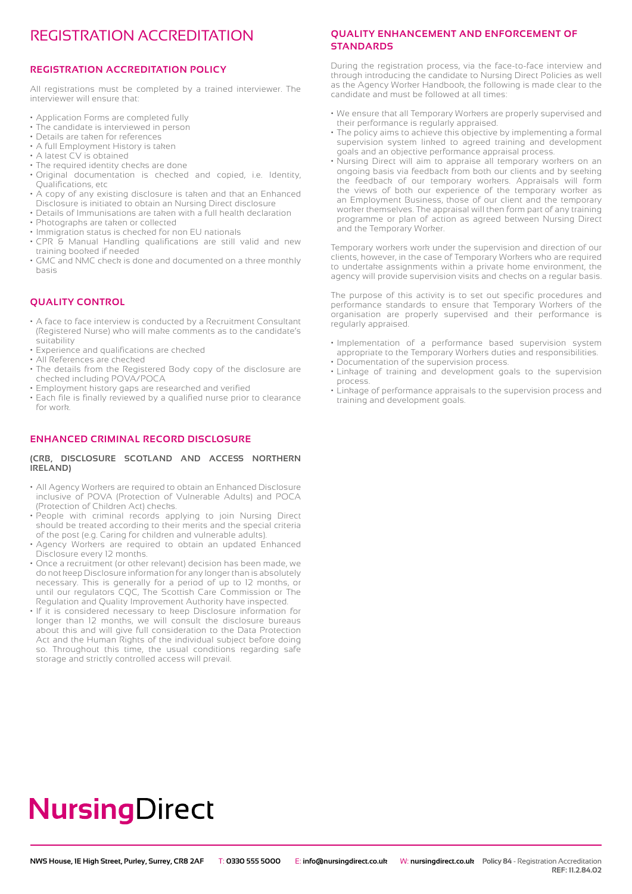# REGISTRATION ACCREDITATION

## REGISTRATION ACCREDITATION POLICY

All registrations must be completed by a trained interviewer. The interviewer will ensure that:

- Application Forms are completed fully
- The candidate is interviewed in person
- Details are taken for references
- A full Employment History is taken
- A latest CV is obtained
- The required identity checks are done
- Original documentation is checked and copied, i.e. Identity, Qualifications, etc
- A copy of any existing disclosure is taken and that an Enhanced Disclosure is initiated to obtain an Nursing Direct disclosure
- Details of Immunisations are taken with a full health declaration
- Photographs are taken or collected
- Immigration status is checked for non EU nationals
- CPR & Manual Handling qualifications are still valid and new training booked if needed
- GMC and NMC check is done and documented on a three monthly basis

## QUALITY CONTROL

- A face to face interview is conducted by a Recruitment Consultant (Registered Nurse) who will make comments as to the candidate's suitability
- Experience and qualifications are checked
- All References are checked
- The details from the Registered Body copy of the disclosure are checked including POVA/POCA
- Employment history gaps are researched and verified
- Each file is finally reviewed by a qualified nurse prior to clearance for work.

## ENHANCED CRIMINAL RECORD DISCLOSURE

### (CRB, DISCLOSURE SCOTLAND AND ACCESS NORTHERN IRELAND)

- All Agency Workers are required to obtain an Enhanced Disclosure inclusive of POVA (Protection of Vulnerable Adults) and POCA (Protection of Children Act) checks.
- People with criminal records applying to join Nursing Direct should be treated according to their merits and the special criteria of the post (e.g. Caring for children and vulnerable adults).
- Agency Workers are required to obtain an updated Enhanced Disclosure every 12 months.
- Once a recruitment (or other relevant) decision has been made, we do not keep Disclosure information for any longer than is absolutely necessary. This is generally for a period of up to 12 months, or until our regulators CQC, The Scottish Care Commission or The Regulation and Quality Improvement Authority have inspected.
- If it is considered necessary to keep Disclosure information for longer than 12 months, we will consult the disclosure bureaus about this and will give full consideration to the Data Protection Act and the Human Rights of the individual subject before doing so. Throughout this time, the usual conditions regarding safe storage and strictly controlled access will prevail.

## QUALITY ENHANCEMENT AND ENFORCEMENT OF STANDARDS

During the registration process, via the face-to-face interview and through introducing the candidate to Nursing Direct Policies as well as the Agency Worker Handbook, the following is made clear to the candidate and must be followed at all times:

- We ensure that all Temporary Workers are properly supervised and their performance is regularly appraised.
- The policy aims to achieve this objective by implementing a formal supervision system linked to agreed training and development goals and an objective performance appraisal process.
- Nursing Direct will aim to appraise all temporary workers on an ongoing basis via feedback from both our clients and by seeking the feedback of our temporary workers. Appraisals will form the views of both our experience of the temporary worker as an Employment Business, those of our client and the temporary worker themselves. The appraisal will then form part of any training programme or plan of action as agreed between Nursing Direct and the Temporary Worker.

Temporary workers work under the supervision and direction of our clients, however, in the case of Temporary Workers who are required to undertake assignments within a private home environment, the agency will provide supervision visits and checks on a regular basis.

The purpose of this activity is to set out specific procedures and performance standards to ensure that Temporary Workers of the organisation are properly supervised and their performance is regularly appraised.

- Implementation of a performance based supervision system appropriate to the Temporary Workers duties and responsibilities.
- Documentation of the supervision process.
- Linkage of training and development goals to the supervision process.
- Linkage of performance appraisals to the supervision process and training and development goals.

**NursingDirect**

**NWS House, 1E High Street, Purley, Surrey, CR8 2AF** T: **0330 555 5000** E: **info@nursingdirect.co.uk** W: **nursingdirect.co.uk** **Policy 84** - Registration Accreditation **REF: 11.2.84.02**